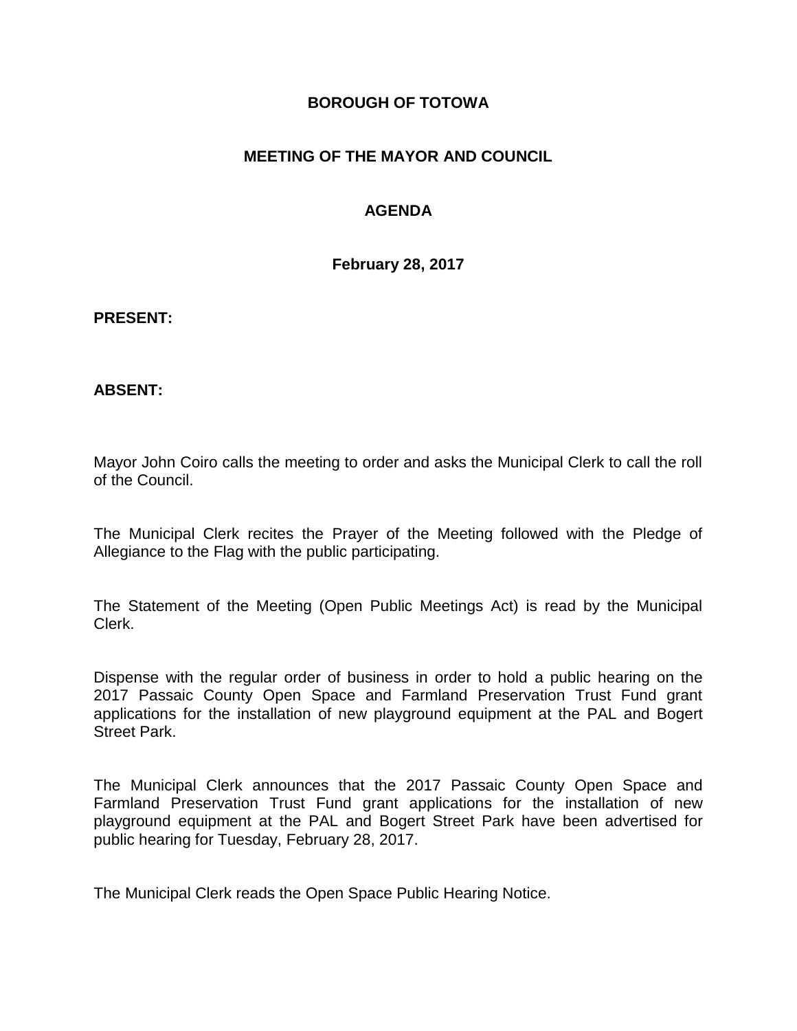# BOROUGH OF TOTOWA

## MEETING OF THE MAYOR AND COUNCIL

## AGENDA

**February 28, 2017**

**PRESENT:**

**ABSENT:**

Mayor John Coiro calls the meeting to order and asks the Municipal Clerk to call the roll of the Council.

The Municipal Clerk recites the Prayer of the Meeting followed with the Pledge of Allegiance to the Flag with the public participating.

The Statement of the Meeting (Open Public Meetings Act) is read by the Municipal Clerk.

Dispense with the regular order of business in order to hold a public hearing on the 2017 Passaic County Open Space and Farmland Preservation Trust Fund grant applications for the installation of new playground equipment at the PAL and Bogert Street Park.

The Municipal Clerk announces that the 2017 Passaic County Open Space and Farmland Preservation Trust Fund grant applications for the installation of new playground equipment at the PAL and Bogert Street Park have been advertised for public hearing for Tuesday, February 28, 2017.

The Municipal Clerk reads the Open Space Public Hearing Notice.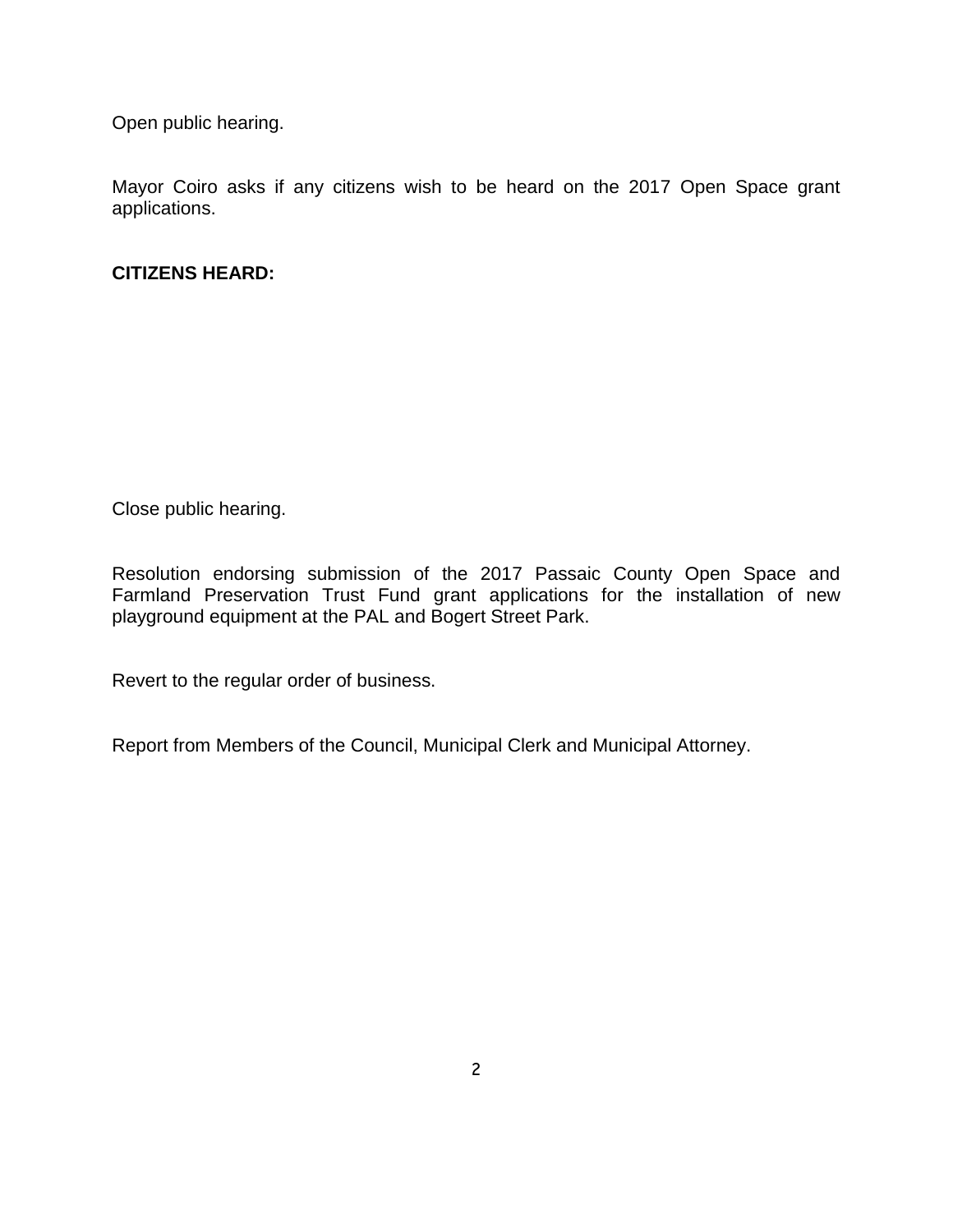Open public hearing.

Mayor Coiro asks if any citizens wish to be heard on the 2017 Open Space grant applications.

**CITIZENS HEARD:**

Close public hearing.

Resolution endorsing submission of the 2017 Passaic County Open Space and Farmland Preservation Trust Fund grant applications for the installation of new playground equipment at the PAL and Bogert Street Park.

Revert to the regular order of business.

Report from Members of the Council, Municipal Clerk and Municipal Attorney.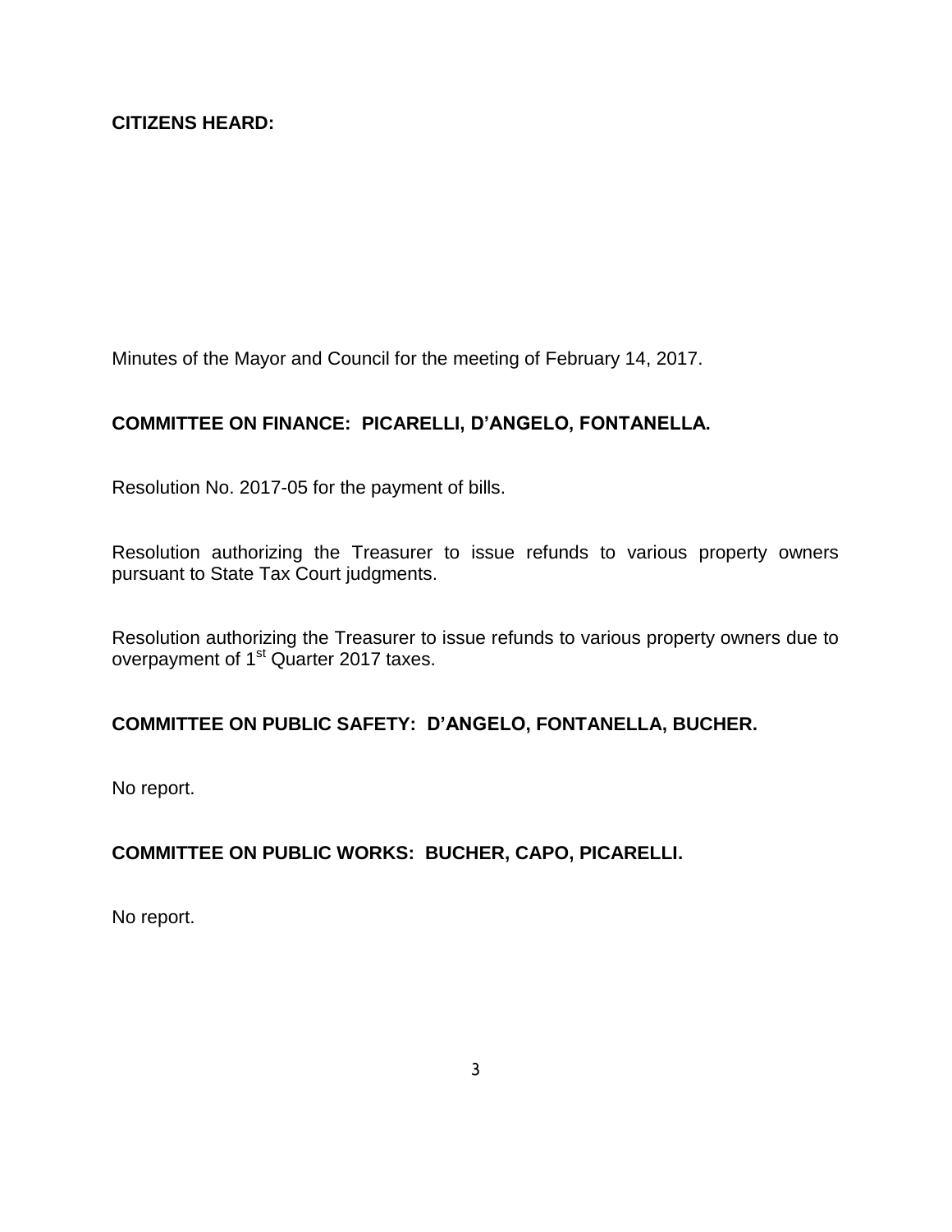**CITIZENS HEARD:**

Minutes of the Mayor and Council for the meeting of February 14, 2017.

**COMMITTEE ON FINANCE: PICARELLI, D'ANGELO, FONTANELLA.**

Resolution No. 2017-05 for the payment of bills.

Resolution authorizing the Treasurer to issue refunds to various property owners pursuant to State Tax Court judgments.

Resolution authorizing the Treasurer to issue refunds to various property owners due to overpayment of 1st Quarter 2017 taxes.

**COMMITTEE ON PUBLIC SAFETY: D'ANGELO, FONTANELLA, BUCHER.**

No report.

**COMMITTEE ON PUBLIC WORKS: BUCHER, CAPO, PICARELLI.**

No report.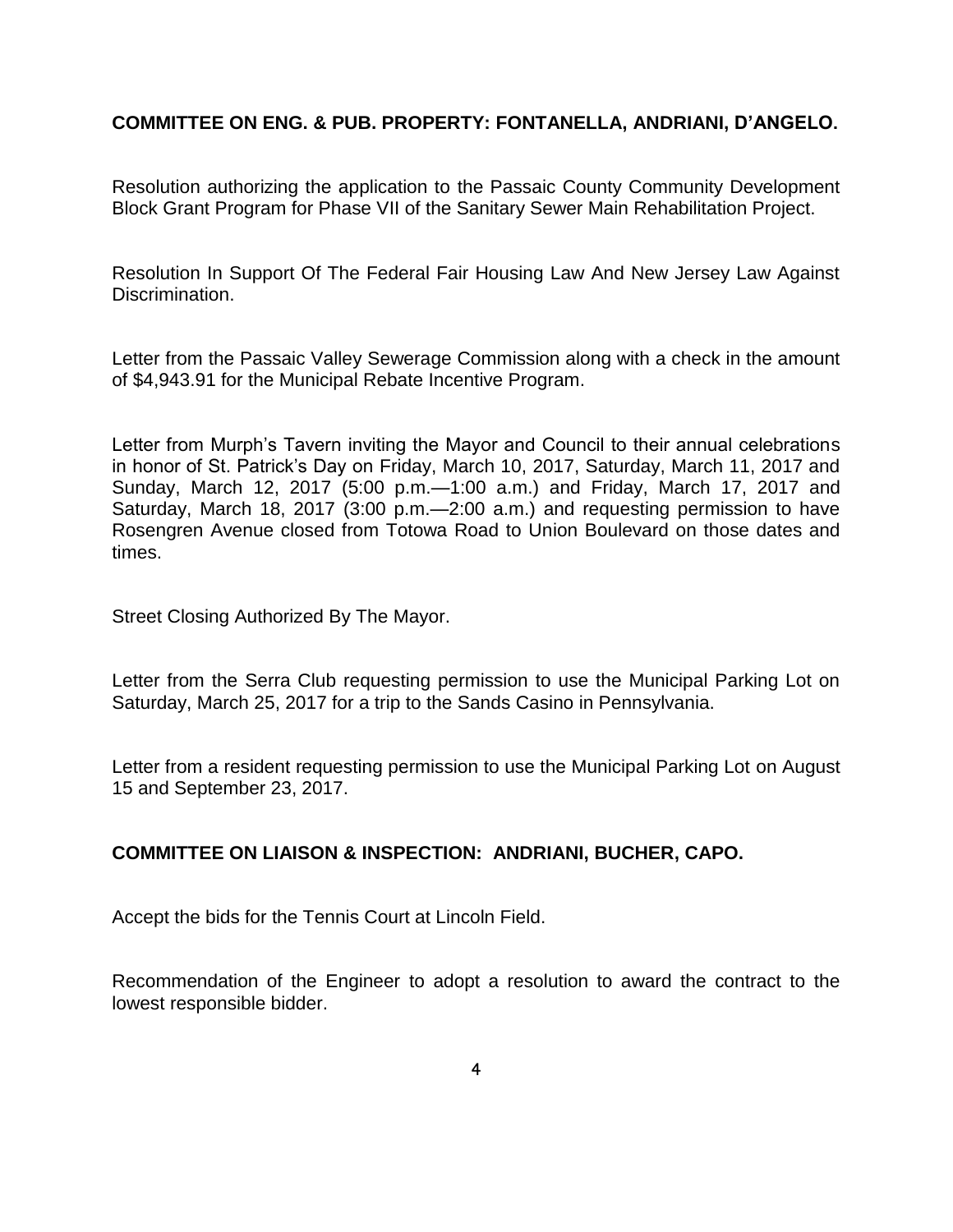**COMMITTEE ON ENG. & PUB. PROPERTY: FONTANELLA, ANDRIANI, D'ANGELO.**

Resolution authorizing the application to the Passaic County Community Development Block Grant Program for Phase VII of the Sanitary Sewer Main Rehabilitation Project.

Resolution In Support Of The Federal Fair Housing Law And New Jersey Law Against Discrimination.

Letter from the Passaic Valley Sewerage Commission along with a check in the amount of $4,943.91 for the Municipal Rebate Incentive Program.

Letter from Murph's Tavern inviting the Mayor and Council to their annual celebrations in honor of St. Patrick's Day on Friday, March 10, 2017, Saturday, March 11, 2017 and Sunday, March 12, 2017 (5:00 p.m.—1:00 a.m.) and Friday, March 17, 2017 and Saturday, March 18, 2017 (3:00 p.m.—2:00 a.m.) and requesting permission to have Rosengren Avenue closed from Totowa Road to Union Boulevard on those dates and times.

Street Closing Authorized By The Mayor.

Letter from the Serra Club requesting permission to use the Municipal Parking Lot on Saturday, March 25, 2017 for a trip to the Sands Casino in Pennsylvania.

Letter from a resident requesting permission to use the Municipal Parking Lot on August 15 and September 23, 2017.

**COMMITTEE ON LIAISON & INSPECTION: ANDRIANI, BUCHER, CAPO.**

Accept the bids for the Tennis Court at Lincoln Field.

Recommendation of the Engineer to adopt a resolution to award the contract to the lowest responsible bidder.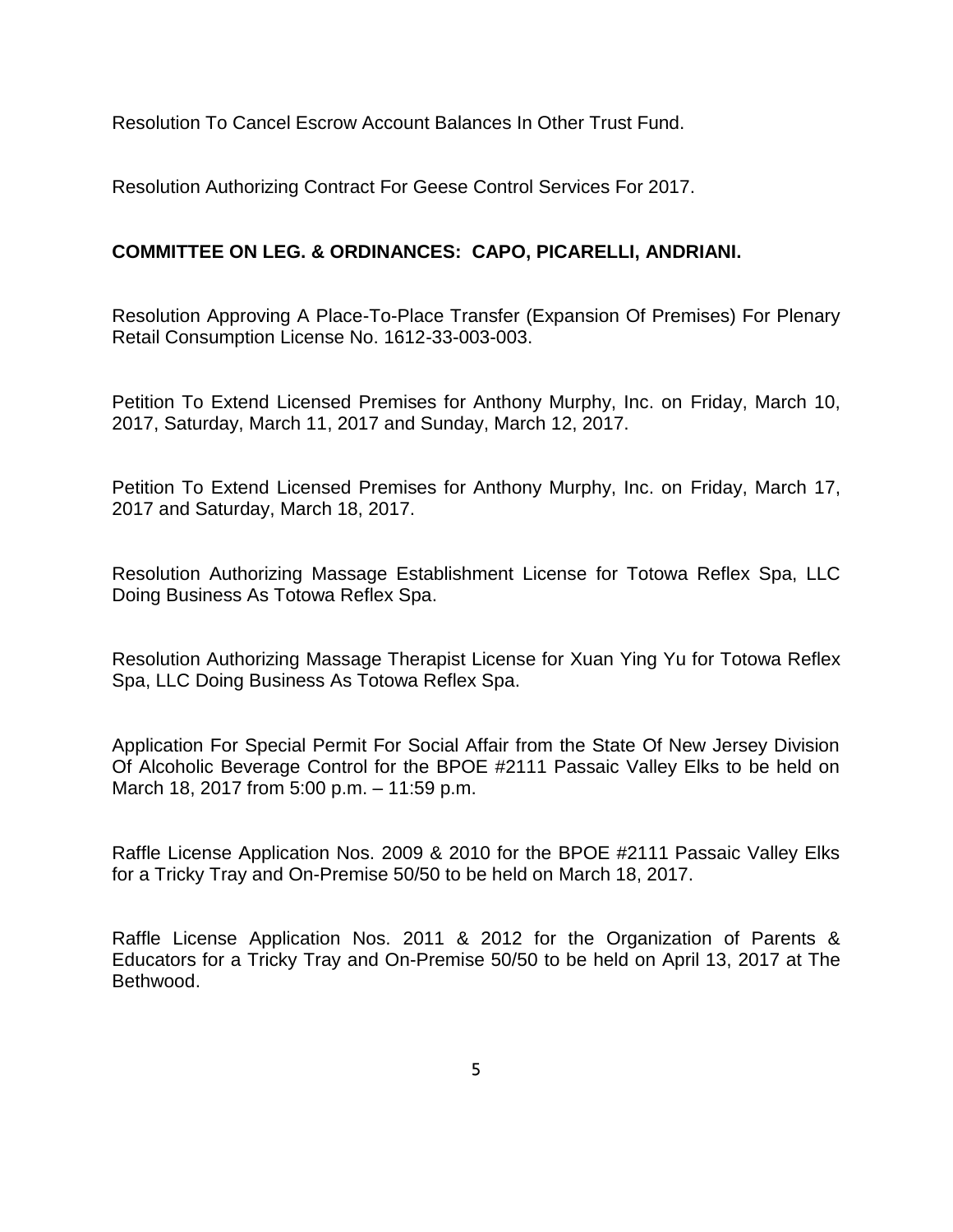Resolution To Cancel Escrow Account Balances In Other Trust Fund.

Resolution Authorizing Contract For Geese Control Services For 2017.

**COMMITTEE ON LEG. & ORDINANCES: CAPO, PICARELLI, ANDRIANI.**

Resolution Approving A Place-To-Place Transfer (Expansion Of Premises) For Plenary Retail Consumption License No. 1612-33-003-003.

Petition To Extend Licensed Premises for Anthony Murphy, Inc. on Friday, March 10, 2017, Saturday, March 11, 2017 and Sunday, March 12, 2017.

Petition To Extend Licensed Premises for Anthony Murphy, Inc. on Friday, March 17, 2017 and Saturday, March 18, 2017.

Resolution Authorizing Massage Establishment License for Totowa Reflex Spa, LLC Doing Business As Totowa Reflex Spa.

Resolution Authorizing Massage Therapist License for Xuan Ying Yu for Totowa Reflex Spa, LLC Doing Business As Totowa Reflex Spa.

Application For Special Permit For Social Affair from the State Of New Jersey Division Of Alcoholic Beverage Control for the BPOE #2111 Passaic Valley Elks to be held on March 18, 2017 from 5:00 p.m. – 11:59 p.m.

Raffle License Application Nos. 2009 & 2010 for the BPOE #2111 Passaic Valley Elks for a Tricky Tray and On-Premise 50/50 to be held on March 18, 2017.

Raffle License Application Nos. 2011 & 2012 for the Organization of Parents & Educators for a Tricky Tray and On-Premise 50/50 to be held on April 13, 2017 at The Bethwood.